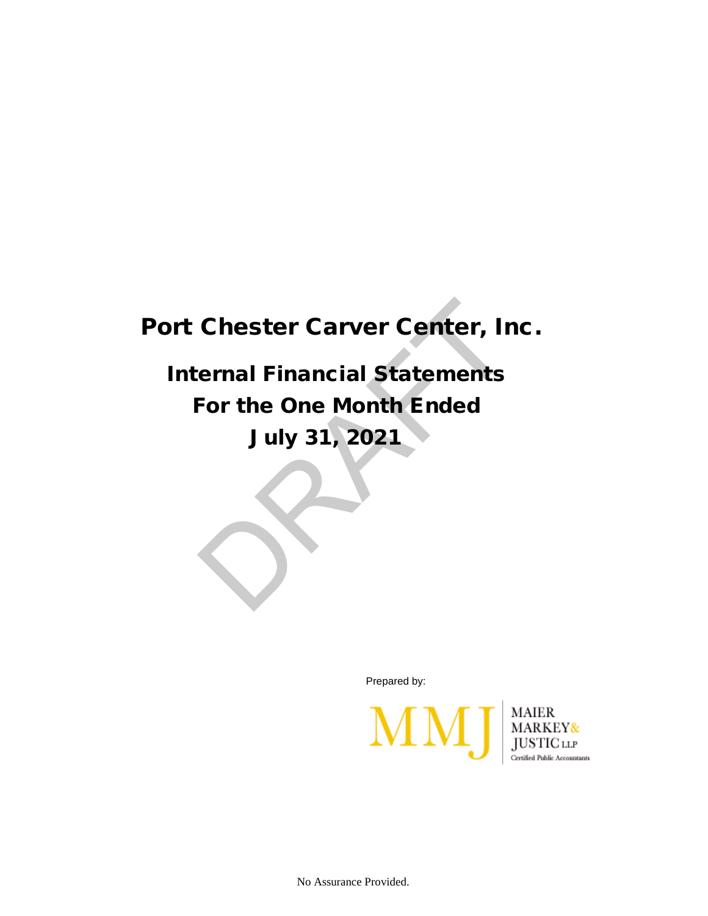# Port Chester Carver Center, Inc.

## Internal Financial Statements

## For the One Month Ended

## July 31, 2021

DRAFT

Prepared by:

MMJ MAIER MARKEY & JUSTIC LLP Certified Public Accountants

No Assurance Provided.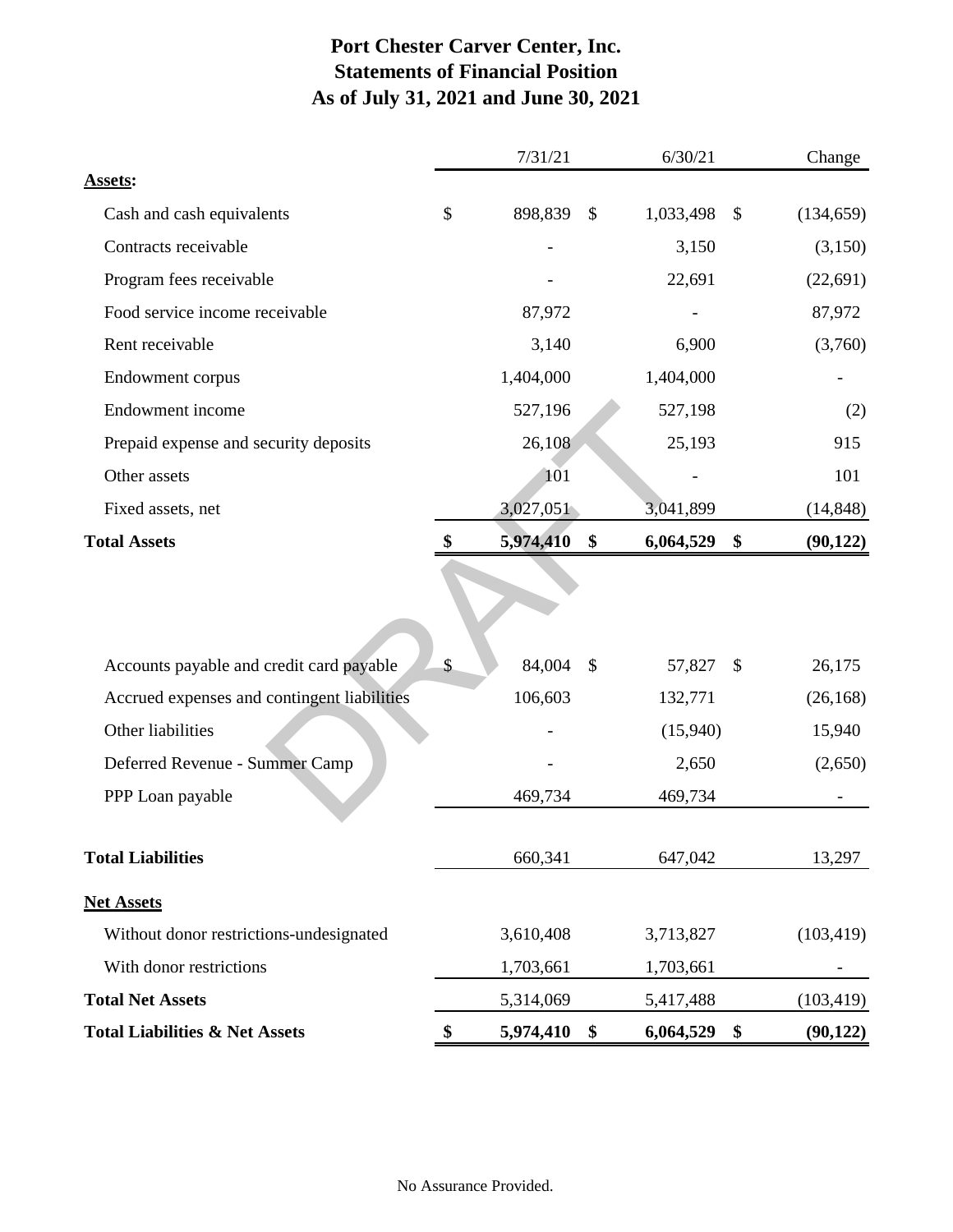# Port Chester Carver Center, Inc.
# Statements of Financial Position
# As of July 31, 2021 and June 30, 2021

| | 7/31/21 | 6/30/21 | Change |
|---|---|---|---|
| **Assets:** | | | |
| Cash and cash equivalents | $ 898,839 | $ 1,033,498 | $ (134,659) |
| Contracts receivable | - | 3,150 | (3,150) |
| Program fees receivable | - | 22,691 | (22,691) |
| Food service income receivable | 87,972 | - | 87,972 |
| Rent receivable | 3,140 | 6,900 | (3,760) |
| Endowment corpus | 1,404,000 | 1,404,000 | - |
| Endowment income | 527,196 | 527,198 | (2) |
| Prepaid expense and security deposits | 26,108 | 25,193 | 915 |
| Other assets | 101 | - | 101 |
| Fixed assets, net | 3,027,051 | 3,041,899 | (14,848) |
| **Total Assets** | **$ 5,974,410** | **$ 6,064,529** | **$ (90,122)** |

| | 7/31/21 | 6/30/21 | Change |
|---|---|---|---|
| Accounts payable and credit card payable | $ 84,004 | $ 57,827 | $ 26,175 |
| Accrued expenses and contingent liabilities | 106,603 | 132,771 | (26,168) |
| Other liabilities | - | (15,940) | 15,940 |
| Deferred Revenue - Summer Camp | - | 2,650 | (2,650) |
| PPP Loan payable | 469,734 | 469,734 | - |
| **Total Liabilities** | 660,341 | 647,042 | 13,297 |
| **Net Assets** | | | |
| Without donor restrictions-undesignated | 3,610,408 | 3,713,827 | (103,419) |
| With donor restrictions | 1,703,661 | 1,703,661 | - |
| **Total Net Assets** | 5,314,069 | 5,417,488 | (103,419) |
| **Total Liabilities & Net Assets** | **$ 5,974,410** | **$ 6,064,529** | **$ (90,122)** |

No Assurance Provided.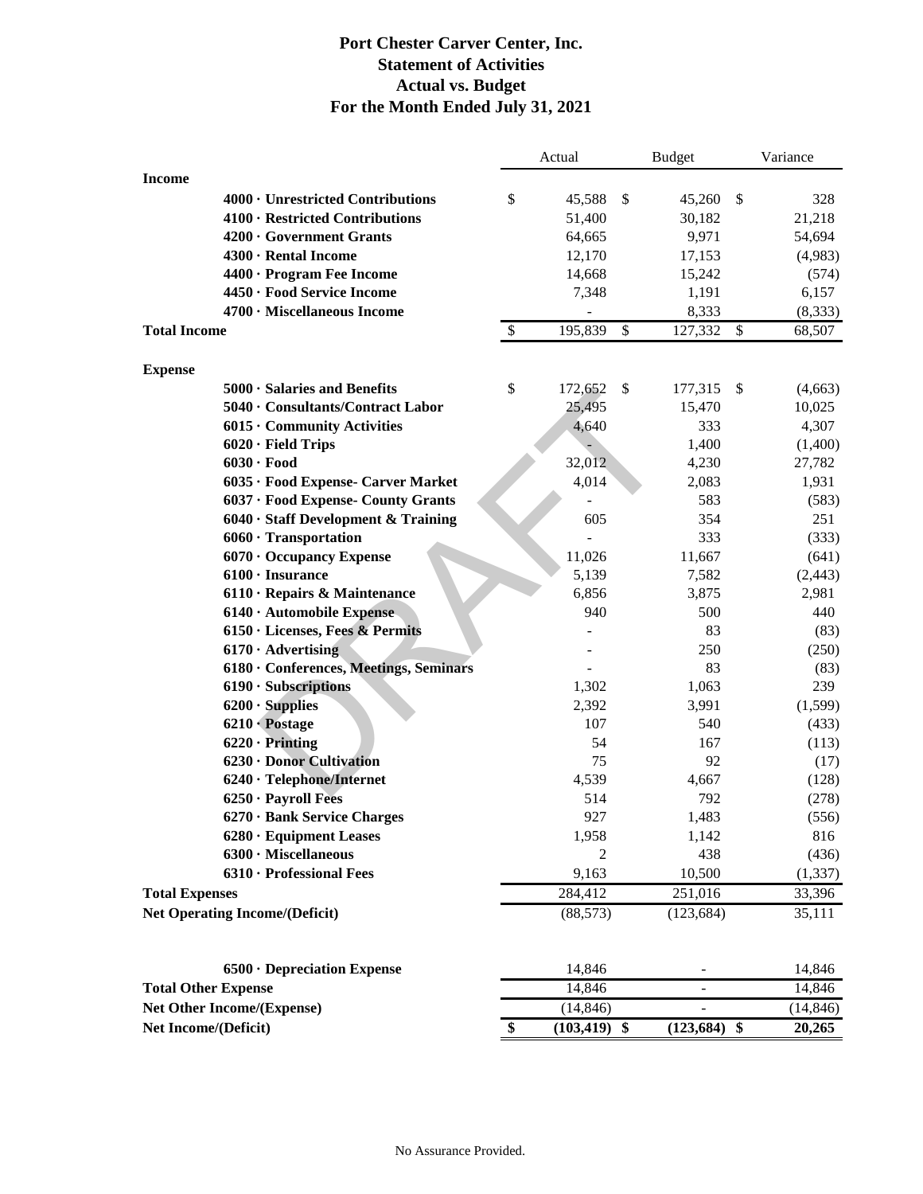# Port Chester Carver Center, Inc.
## Statement of Activities
## Actual vs. Budget
## For the Month Ended July 31, 2021

| | Actual | Budget | Variance |
|---|---|---|---|
| **Income** | | | |
| **4000 · Unrestricted Contributions** | $ 45,588 | $ 45,260 | $ 328 |
| **4100 · Restricted Contributions** | 51,400 | 30,182 | 21,218 |
| **4200 · Government Grants** | 64,665 | 9,971 | 54,694 |
| **4300 · Rental Income** | 12,170 | 17,153 | (4,983) |
| **4400 · Program Fee Income** | 14,668 | 15,242 | (574) |
| **4450 · Food Service Income** | 7,348 | 1,191 | 6,157 |
| **4700 · Miscellaneous Income** | - | 8,333 | (8,333) |
| **Total Income** | $ 195,839 | $ 127,332 | $ 68,507 |
| **Expense** | | | |
| **5000 · Salaries and Benefits** | $ 172,652 | $ 177,315 | $ (4,663) |
| **5040 · Consultants/Contract Labor** | 25,495 | 15,470 | 10,025 |
| **6015 · Community Activities** | 4,640 | 333 | 4,307 |
| **6020 · Field Trips** | - | 1,400 | (1,400) |
| **6030 · Food** | 32,012 | 4,230 | 27,782 |
| **6035 · Food Expense- Carver Market** | 4,014 | 2,083 | 1,931 |
| **6037 · Food Expense- County Grants** | - | 583 | (583) |
| **6040 · Staff Development & Training** | 605 | 354 | 251 |
| **6060 · Transportation** | - | 333 | (333) |
| **6070 · Occupancy Expense** | 11,026 | 11,667 | (641) |
| **6100 · Insurance** | 5,139 | 7,582 | (2,443) |
| **6110 · Repairs & Maintenance** | 6,856 | 3,875 | 2,981 |
| **6140 · Automobile Expense** | 940 | 500 | 440 |
| **6150 · Licenses, Fees & Permits** | - | 83 | (83) |
| **6170 · Advertising** | - | 250 | (250) |
| **6180 · Conferences, Meetings, Seminars** | - | 83 | (83) |
| **6190 · Subscriptions** | 1,302 | 1,063 | 239 |
| **6200 · Supplies** | 2,392 | 3,991 | (1,599) |
| **6210 · Postage** | 107 | 540 | (433) |
| **6220 · Printing** | 54 | 167 | (113) |
| **6230 · Donor Cultivation** | 75 | 92 | (17) |
| **6240 · Telephone/Internet** | 4,539 | 4,667 | (128) |
| **6250 · Payroll Fees** | 514 | 792 | (278) |
| **6270 · Bank Service Charges** | 927 | 1,483 | (556) |
| **6280 · Equipment Leases** | 1,958 | 1,142 | 816 |
| **6300 · Miscellaneous** | 2 | 438 | (436) |
| **6310 · Professional Fees** | 9,163 | 10,500 | (1,337) |
| **Total Expenses** | 284,412 | 251,016 | 33,396 |
| **Net Operating Income/(Deficit)** | (88,573) | (123,684) | 35,111 |
| **6500 · Depreciation Expense** | 14,846 | - | 14,846 |
| **Total Other Expense** | 14,846 | - | 14,846 |
| **Net Other Income/(Expense)** | (14,846) | - | (14,846) |
| **Net Income/(Deficit)** | **$ (103,419)** | **$ (123,684)** | **$ 20,265** |

DRAFT

No Assurance Provided.